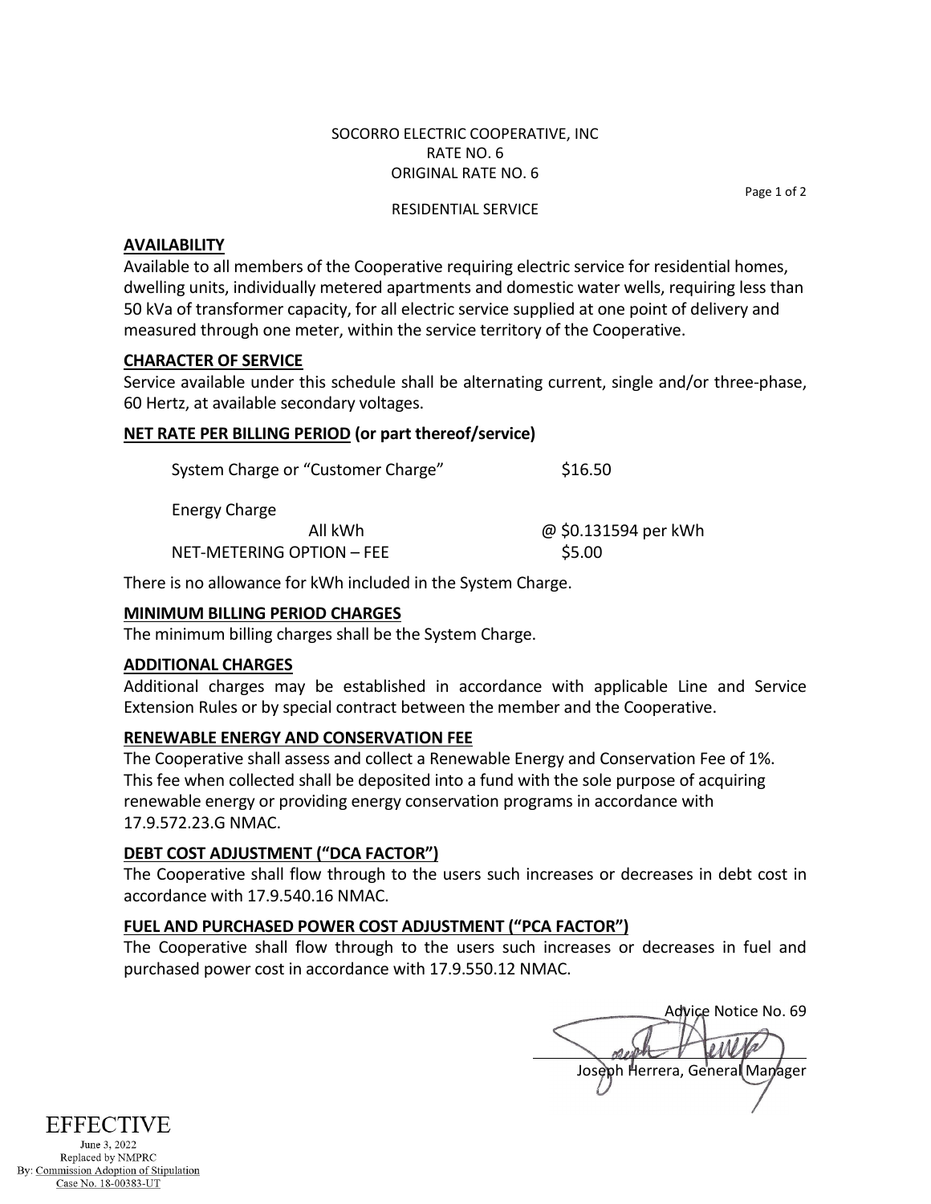SOCORRO ELECTRIC COOPERATIVE, INC
RATE NO. 6
ORIGINAL RATE NO. 6

RESIDENTIAL SERVICE

## AVAILABILITY

Available to all members of the Cooperative requiring electric service for residential homes, dwelling units, individually metered apartments and domestic water wells, requiring less than 50 kVa of transformer capacity, for all electric service supplied at one point of delivery and measured through one meter, within the service territory of the Cooperative.

## CHARACTER OF SERVICE

Service available under this schedule shall be alternating current, single and/or three-phase, 60 Hertz, at available secondary voltages.

## NET RATE PER BILLING PERIOD (or part thereof/service)

| | |
|---|---|
| System Charge or "Customer Charge" | $16.50 |
| Energy Charge | |
| All kWh | @ $0.131594 per kWh |
| NET-METERING OPTION – FEE | $5.00 |

There is no allowance for kWh included in the System Charge.

## MINIMUM BILLING PERIOD CHARGES

The minimum billing charges shall be the System Charge.

## ADDITIONAL CHARGES

Additional charges may be established in accordance with applicable Line and Service Extension Rules or by special contract between the member and the Cooperative.

## RENEWABLE ENERGY AND CONSERVATION FEE

The Cooperative shall assess and collect a Renewable Energy and Conservation Fee of 1%. This fee when collected shall be deposited into a fund with the sole purpose of acquiring renewable energy or providing energy conservation programs in accordance with 17.9.572.23.G NMAC.

## DEBT COST ADJUSTMENT ("DCA FACTOR")

The Cooperative shall flow through to the users such increases or decreases in debt cost in accordance with 17.9.540.16 NMAC.

## FUEL AND PURCHASED POWER COST ADJUSTMENT ("PCA FACTOR")

The Cooperative shall flow through to the users such increases or decreases in fuel and purchased power cost in accordance with 17.9.550.12 NMAC.

Advice Notice No. 69

Joseph Herrera, General Manager

EFFECTIVE
June 3, 2022
Replaced by NMPRC
By: Commission Adoption of Stipulation
Case No. 18-00383-UT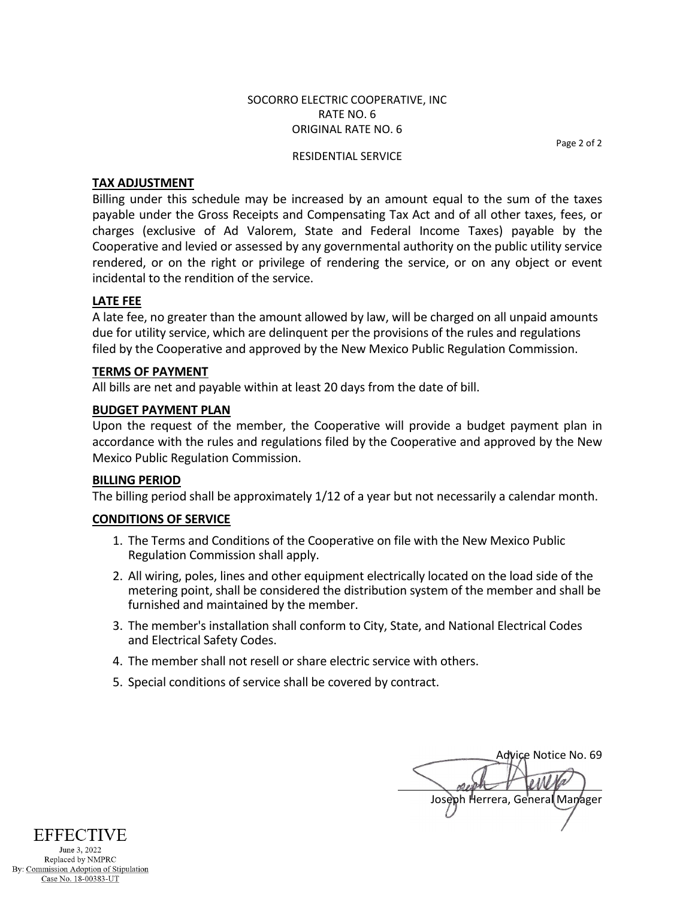SOCORRO ELECTRIC COOPERATIVE, INC
RATE NO. 6
ORIGINAL RATE NO. 6

RESIDENTIAL SERVICE

**TAX ADJUSTMENT**

Billing under this schedule may be increased by an amount equal to the sum of the taxes payable under the Gross Receipts and Compensating Tax Act and of all other taxes, fees, or charges (exclusive of Ad Valorem, State and Federal Income Taxes) payable by the Cooperative and levied or assessed by any governmental authority on the public utility service rendered, or on the right or privilege of rendering the service, or on any object or event incidental to the rendition of the service.

**LATE FEE**

A late fee, no greater than the amount allowed by law, will be charged on all unpaid amounts due for utility service, which are delinquent per the provisions of the rules and regulations filed by the Cooperative and approved by the New Mexico Public Regulation Commission.

**TERMS OF PAYMENT**

All bills are net and payable within at least 20 days from the date of bill.

**BUDGET PAYMENT PLAN**

Upon the request of the member, the Cooperative will provide a budget payment plan in accordance with the rules and regulations filed by the Cooperative and approved by the New Mexico Public Regulation Commission.

**BILLING PERIOD**

The billing period shall be approximately 1/12 of a year but not necessarily a calendar month.

**CONDITIONS OF SERVICE**

1. The Terms and Conditions of the Cooperative on file with the New Mexico Public Regulation Commission shall apply.
2. All wiring, poles, lines and other equipment electrically located on the load side of the metering point, shall be considered the distribution system of the member and shall be furnished and maintained by the member.
3. The member's installation shall conform to City, State, and National Electrical Codes and Electrical Safety Codes.
4. The member shall not resell or share electric service with others.
5. Special conditions of service shall be covered by contract.

Advice Notice No. 69

Joseph Herrera, General Manager

EFFECTIVE
June 3, 2022
Replaced by NMPRC
By: Commission Adoption of Stipulation
Case No. 18-00383-UT